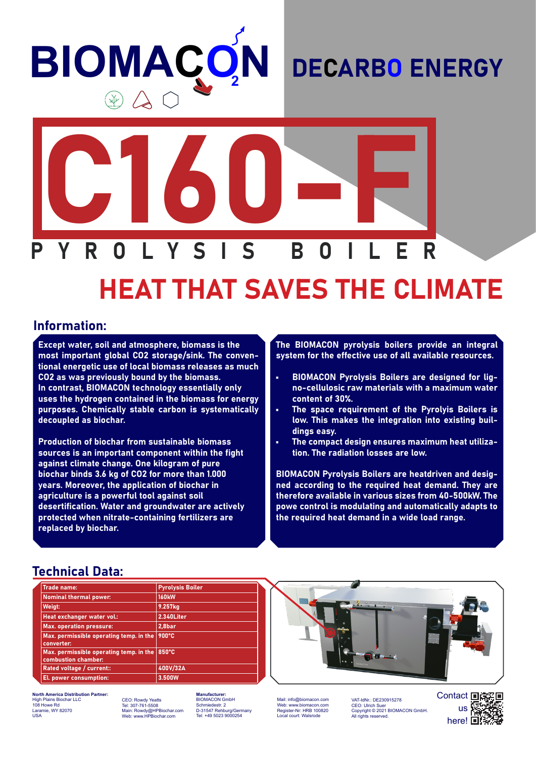# BIOMACON

## DECARBO ENERGY

# C160-F

## PYROLYSIS BOILER

## HEAT THAT SAVES THE CLIMATE

## Information:

**Except water, soil and atmosphere, biomass is the most important global CO2 storage/sink. The conventional energetic use of local biomass releases as much CO2 as was previously bound by the biomass. In contrast, BIOMACON technology essentially only uses the hydrogen contained in the biomass for energy purposes. Chemically stable carbon is systematically decoupled as biochar.**

**Production of biochar from sustainable biomass sources is an important component within the fight against climate change. One kilogram of pure biochar binds 3.6 kg of CO2 for more than 1.000 years. Moreover, the application of biochar in agriculture is a powerful tool against soil desertification. Water and groundwater are actively protected when nitrate-containing fertilizers are replaced by biochar.**

**The BIOMACON pyrolysis boilers provide an integral system for the effective use of all available resources.**

- **BIOMACON Pyrolysis Boilers are designed for ligno-cellulosic raw materials with a maximum water content of 30%.**
- **The space requirement of the Pyrolyis Boilers is low. This makes the integration into existing buildings easy.**
- **The compact design ensures maximum heat utilization. The radiation losses are low.**

**BIOMACON Pyrolysis Boilers are heatdriven and designed according to the required heat demand. They are therefore available in various sizes from 40-500kW. The powe control is modulating and automatically adapts to the required heat demand in a wide load range.**

## Technical Data:

| Trade name: | Pyrolysis Boiler |
|---|---|
| Nominal thermal power: | 160kW |
| Weigt: | 9.257kg |
| Heat exchanger water vol.: | 2.340Liter |
| Max. operation pressure: | 2,8bar |
| Max. permissible operating temp. in the converter: | 900°C |
| Max. permissible operating temp. in the combustion chamber: | 850°C |
| Rated voltage / current:: | 400V/32A |
| El. power consumption: | 3.500W |

**North America Distribution Partner:**
High Plains Biochar LLC
108 Howe Rd
Laramie, WY 82070
USA

CEO: Rowdy Yeatts
Tel: 307-761-5508
Main: Rowdy@HPBiochar.com
Web: www.HPBiochar.com

**Manufacturer:**
BIOMACON GmbH
Schmiedestr. 2
D-31547 Rehburg/Germany
Tel: +49 5023 9000254

Mail: info@biomacon.com
Web: www.biomacon.com
Register-Nr: HRB 100820
Local court: Walsrode

VAT-IdNr.: DE230915278
CEO: Ulrich Suer
Copyright © 2021 BIOMACON GmbH.
All rights reserved.

Contact us here!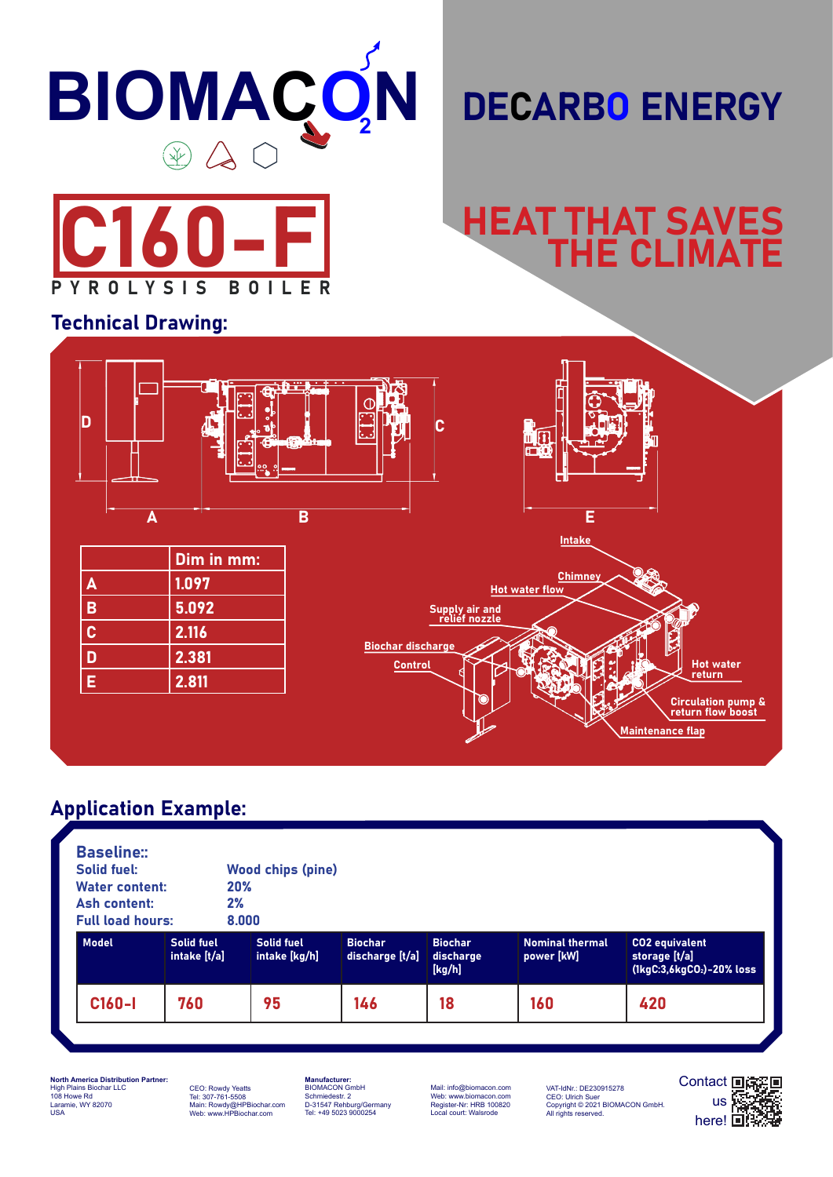# BIOMACON

# DECARBO ENERGY

# C160-F

PYROLYSIS BOILER

# HEAT THAT SAVES THE CLIMATE

## Technical Drawing:

D

A

B

C

E

| | Dim in mm: |
|---|---|
| A | 1.097 |
| B | 5.092 |
| C | 2.116 |
| D | 2.381 |
| E | 2.811 |

Intake

Chimney

Hot water flow

Supply air and relief nozzle

Biochar discharge

Control

Hot water return

Circulation pump & return flow boost

Maintenance flap

## Application Example:

**Baseline::**

| | |
|---|---|
| Solid fuel: | Wood chips (pine) |
| Water content: | 20% |
| Ash content: | 2% |
| Full load hours: | 8.000 |

| Model | Solid fuel intake [t/a] | Solid fuel intake [kg/h] | Biochar discharge [t/a] | Biochar discharge [kg/h] | Nominal thermal power [kW] | CO2 equivalent storage [t/a] (1kgC:3,6kg$CO_2$)-20% loss |
|---|---|---|---|---|---|---|
| C160-I | 760 | 95 | 146 | 18 | 160 | 420 |

**North America Distribution Partner:**
High Plains Biochar LLC
108 Howe Rd
Laramie, WY 82070
USA

CEO: Rowdy Yeatts
Tel: 307-761-5508
Main: Rowdy@HPBiochar.com
Web: www.HPBiochar.com

**Manufacturer:**
BIOMACON GmbH
Schmiedestr. 2
D-31547 Rehburg/Germany
Tel: +49 5023 9000254

Mail: info@biomacon.com
Web: www.biomacon.com
Register-Nr: HRB 100820
Local court: Walsrode

VAT-IdNr.: DE230915278
CEO: Ulrich Suer
Copyright © 2021 BIOMACON GmbH.
All rights reserved.

Contact us here!